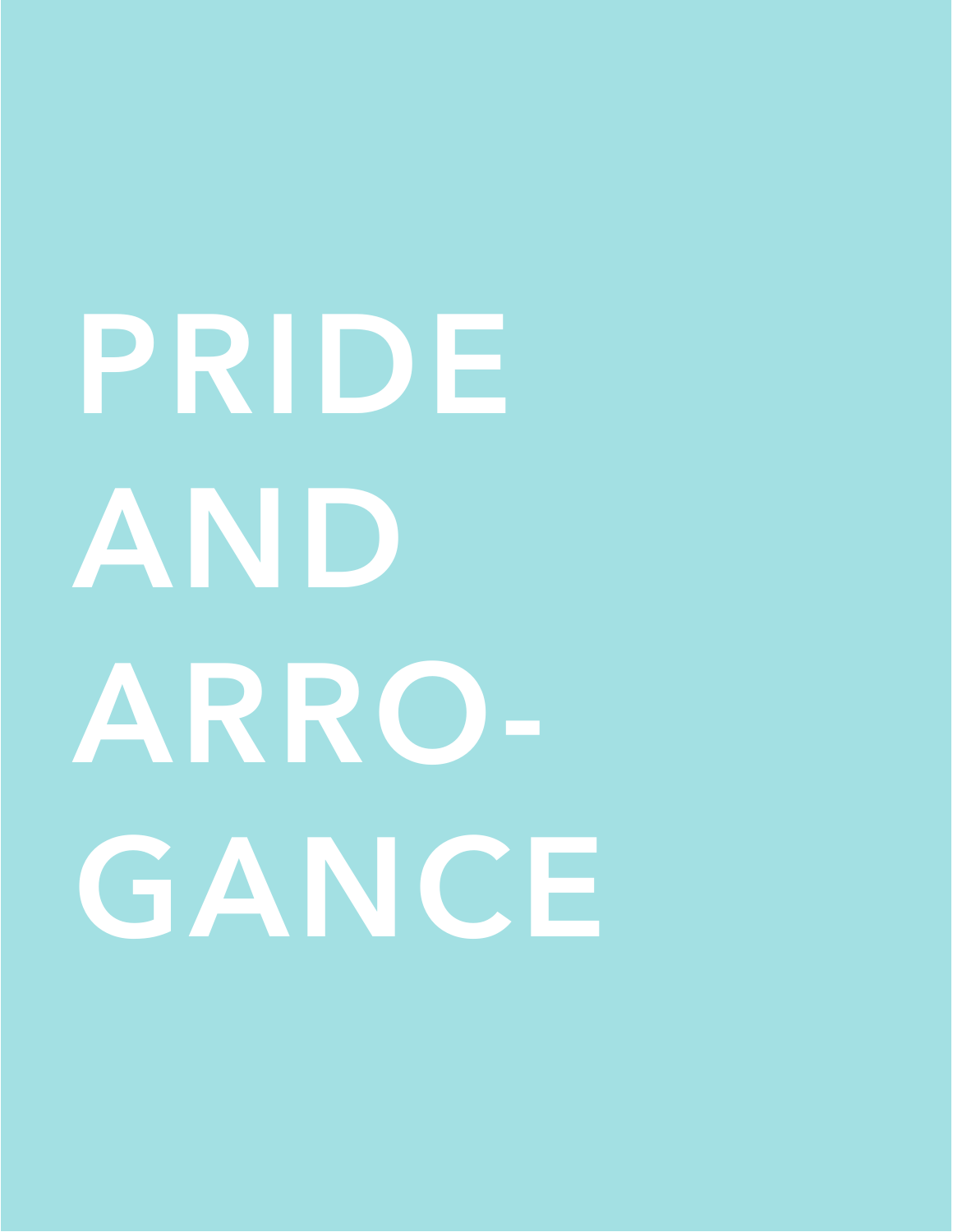# PRIDE AND ARROGANCE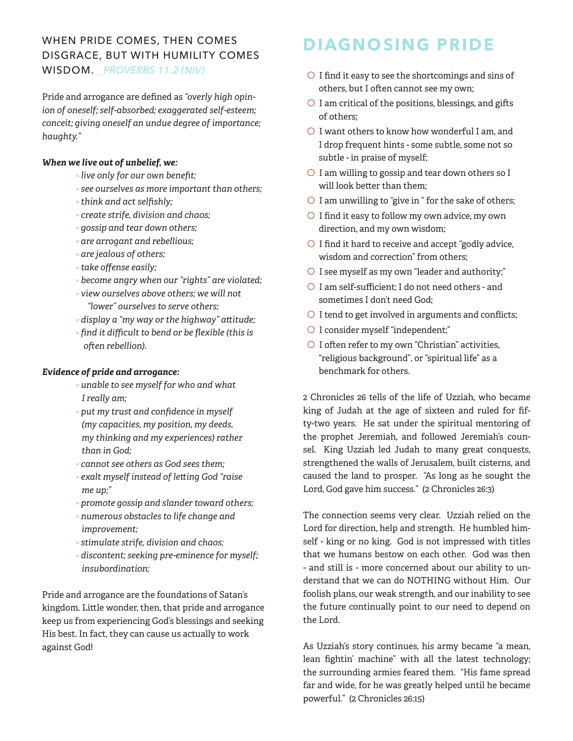WHEN PRIDE COMES, THEN COMES DISGRACE, BUT WITH HUMILITY COMES WISDOM. *_PROVERBS 11:2 (NIV)*

Pride and arrogance are defined as *"overly high opinion of oneself; self-absorbed; exaggerated self-esteem; conceit; giving oneself an undue degree of importance; haughty."*

***When we live out of unbelief, we:***

- *live only for our own benefit;*
- *see ourselves as more important than others;*
- *think and act selfishly;*
- *create strife, division and chaos;*
- *gossip and tear down others;*
- *are arrogant and rebellious;*
- *are jealous of others;*
- *take offense easily;*
- *become angry when our "rights" are violated;*
- *view ourselves above others; we will not "lower" ourselves to serve others;*
- *display a "my way or the highway" attitude;*
- *find it difficult to bend or be flexible (this is often rebellion).*

***Evidence of pride and arrogance:***

- *unable to see myself for who and what I really am;*
- *put my trust and confidence in myself (my capacities, my position, my deeds, my thinking and my experiences) rather than in God;*
- *cannot see others as God sees them;*
- *exalt myself instead of letting God "raise me up;"*
- *promote gossip and slander toward others;*
- *numerous obstacles to life change and improvement;*
- *stimulate strife, division and chaos;*
- *discontent; seeking pre-eminence for myself; insubordination;*

Pride and arrogance are the foundations of Satan's kingdom. Little wonder, then, that pride and arrogance keep us from experiencing God's blessings and seeking His best. In fact, they can cause us actually to work against God!

# DIAGNOSING PRIDE

- ○ I find it easy to see the shortcomings and sins of others, but I often cannot see my own;
- ○ I am critical of the positions, blessings, and gifts of others;
- ○ I want others to know how wonderful I am, and I drop frequent hints - some subtle, some not so subtle - in praise of myself;
- ○ I am willing to gossip and tear down others so I will look better than them;
- ○ I am unwilling to "give in " for the sake of others;
- ○ I find it easy to follow my own advice, my own direction, and my own wisdom;
- ○ I find it hard to receive and accept "godly advice, wisdom and correction" from others;
- ○ I see myself as my own "leader and authority;"
- ○ I am self-sufficient; I do not need others - and sometimes I don't need God;
- ○ I tend to get involved in arguments and conflicts;
- ○ I consider myself "independent;"
- ○ I often refer to my own "Christian" activities, "religious background", or "spiritual life" as a benchmark for others.

2 Chronicles 26 tells of the life of Uzziah, who became king of Judah at the age of sixteen and ruled for fifty-two years. He sat under the spiritual mentoring of the prophet Jeremiah, and followed Jeremiah's counsel. King Uzziah led Judah to many great conquests, strengthened the walls of Jerusalem, built cisterns, and caused the land to prosper. "As long as he sought the Lord, God gave him success." (2 Chronicles 26:3)

The connection seems very clear. Uzziah relied on the Lord for direction, help and strength. He humbled himself - king or no king. God is not impressed with titles that we humans bestow on each other. God was then - and still is - more concerned about our ability to understand that we can do NOTHING without Him. Our foolish plans, our weak strength, and our inability to see the future continually point to our need to depend on the Lord.

As Uzziah's story continues, his army became "a mean, lean fightin' machine" with all the latest technology; the surrounding armies feared them. "His fame spread far and wide, for he was greatly helped until he became powerful." (2 Chronicles 26:15)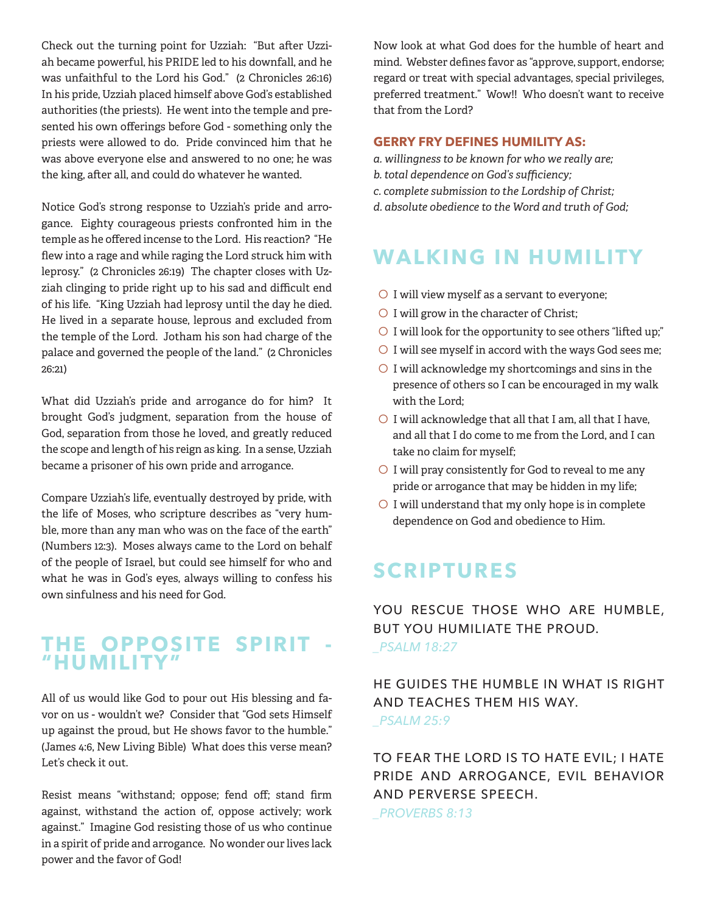Check out the turning point for Uzziah: "But after Uzziah became powerful, his PRIDE led to his downfall, and he was unfaithful to the Lord his God." (2 Chronicles 26:16) In his pride, Uzziah placed himself above God's established authorities (the priests). He went into the temple and presented his own offerings before God - something only the priests were allowed to do. Pride convinced him that he was above everyone else and answered to no one; he was the king, after all, and could do whatever he wanted.

Notice God's strong response to Uzziah's pride and arrogance. Eighty courageous priests confronted him in the temple as he offered incense to the Lord. His reaction? "He flew into a rage and while raging the Lord struck him with leprosy." (2 Chronicles 26:19) The chapter closes with Uzziah clinging to pride right up to his sad and difficult end of his life. "King Uzziah had leprosy until the day he died. He lived in a separate house, leprous and excluded from the temple of the Lord. Jotham his son had charge of the palace and governed the people of the land." (2 Chronicles 26:21)

What did Uzziah's pride and arrogance do for him? It brought God's judgment, separation from the house of God, separation from those he loved, and greatly reduced the scope and length of his reign as king. In a sense, Uzziah became a prisoner of his own pride and arrogance.

Compare Uzziah's life, eventually destroyed by pride, with the life of Moses, who scripture describes as "very humble, more than any man who was on the face of the earth" (Numbers 12:3). Moses always came to the Lord on behalf of the people of Israel, but could see himself for who and what he was in God's eyes, always willing to confess his own sinfulness and his need for God.

## THE OPPOSITE SPIRIT - "HUMILITY"

All of us would like God to pour out His blessing and favor on us - wouldn't we? Consider that "God sets Himself up against the proud, but He shows favor to the humble." (James 4:6, New Living Bible) What does this verse mean? Let's check it out.

Resist means "withstand; oppose; fend off; stand firm against, withstand the action of, oppose actively; work against." Imagine God resisting those of us who continue in a spirit of pride and arrogance. No wonder our lives lack power and the favor of God!

Now look at what God does for the humble of heart and mind. Webster defines favor as "approve, support, endorse; regard or treat with special advantages, special privileges, preferred treatment." Wow!! Who doesn't want to receive that from the Lord?

### GERRY FRY DEFINES HUMILITY AS:

*a. willingness to be known for who we really are;*
*b. total dependence on God's sufficiency;*
*c. complete submission to the Lordship of Christ;*
*d. absolute obedience to the Word and truth of God;*

## WALKING IN HUMILITY

- I will view myself as a servant to everyone;
- I will grow in the character of Christ;
- I will look for the opportunity to see others "lifted up;"
- I will see myself in accord with the ways God sees me;
- I will acknowledge my shortcomings and sins in the presence of others so I can be encouraged in my walk with the Lord;
- I will acknowledge that all that I am, all that I have, and all that I do come to me from the Lord, and I can take no claim for myself;
- I will pray consistently for God to reveal to me any pride or arrogance that may be hidden in my life;
- I will understand that my only hope is in complete dependence on God and obedience to Him.

## SCRIPTURES

YOU RESCUE THOSE WHO ARE HUMBLE, BUT YOU HUMILIATE THE PROUD.
*_PSALM 18:27*

HE GUIDES THE HUMBLE IN WHAT IS RIGHT AND TEACHES THEM HIS WAY.
*_PSALM 25:9*

TO FEAR THE LORD IS TO HATE EVIL; I HATE PRIDE AND ARROGANCE, EVIL BEHAVIOR AND PERVERSE SPEECH.
*_PROVERBS 8:13*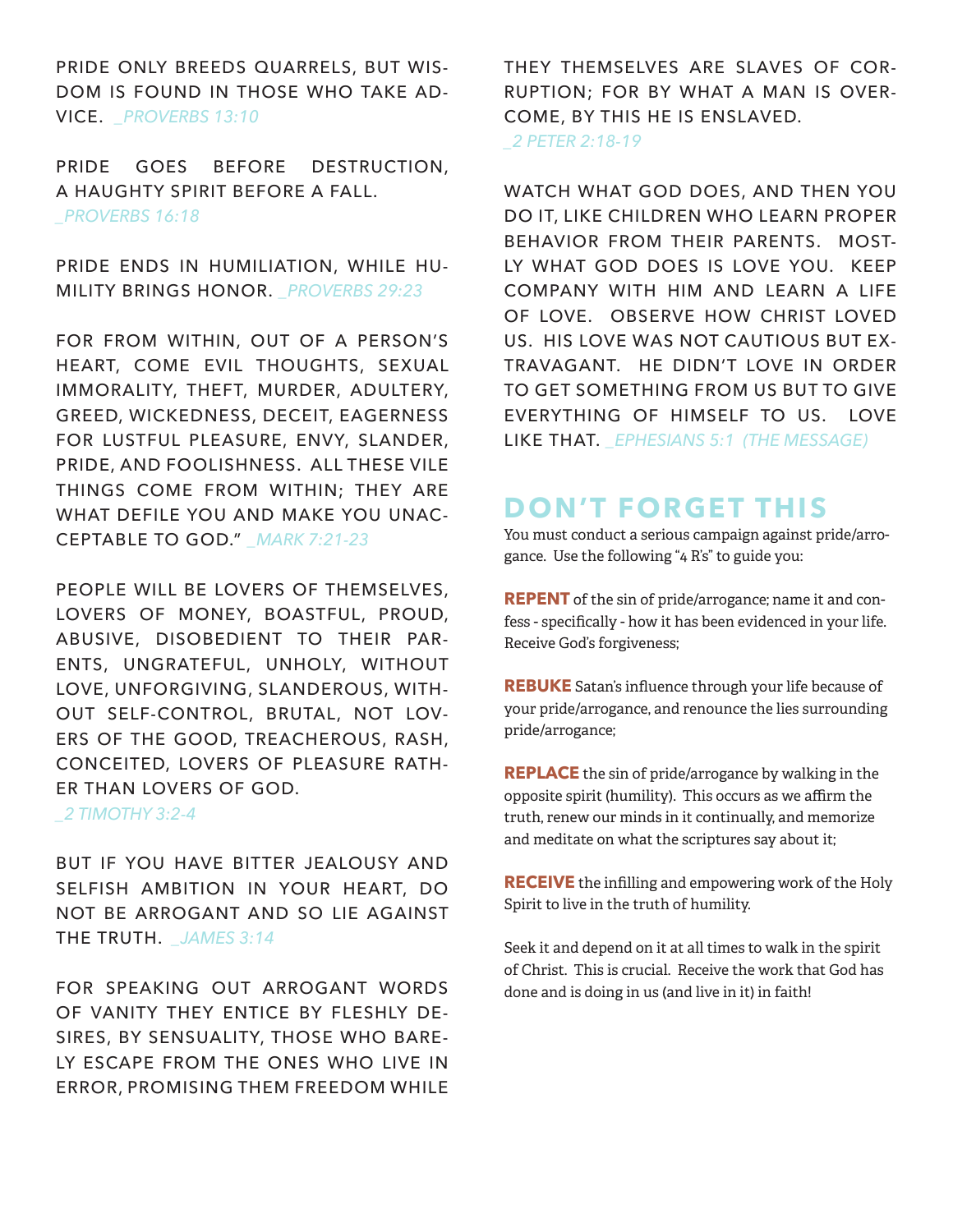PRIDE ONLY BREEDS QUARRELS, BUT WISDOM IS FOUND IN THOSE WHO TAKE ADVICE. _PROVERBS 13:10

PRIDE GOES BEFORE DESTRUCTION, A HAUGHTY SPIRIT BEFORE A FALL. _PROVERBS 16:18

PRIDE ENDS IN HUMILIATION, WHILE HUMILITY BRINGS HONOR. _PROVERBS 29:23

FOR FROM WITHIN, OUT OF A PERSON'S HEART, COME EVIL THOUGHTS, SEXUAL IMMORALITY, THEFT, MURDER, ADULTERY, GREED, WICKEDNESS, DECEIT, EAGERNESS FOR LUSTFUL PLEASURE, ENVY, SLANDER, PRIDE, AND FOOLISHNESS. ALL THESE VILE THINGS COME FROM WITHIN; THEY ARE WHAT DEFILE YOU AND MAKE YOU UNACCEPTABLE TO GOD." _MARK 7:21-23

PEOPLE WILL BE LOVERS OF THEMSELVES, LOVERS OF MONEY, BOASTFUL, PROUD, ABUSIVE, DISOBEDIENT TO THEIR PARENTS, UNGRATEFUL, UNHOLY, WITHOUT LOVE, UNFORGIVING, SLANDEROUS, WITHOUT SELF-CONTROL, BRUTAL, NOT LOVERS OF THE GOOD, TREACHEROUS, RASH, CONCEITED, LOVERS OF PLEASURE RATHER THAN LOVERS OF GOD. _2 TIMOTHY 3:2-4

BUT IF YOU HAVE BITTER JEALOUSY AND SELFISH AMBITION IN YOUR HEART, DO NOT BE ARROGANT AND SO LIE AGAINST THE TRUTH. _JAMES 3:14

FOR SPEAKING OUT ARROGANT WORDS OF VANITY THEY ENTICE BY FLESHLY DESIRES, BY SENSUALITY, THOSE WHO BARELY ESCAPE FROM THE ONES WHO LIVE IN ERROR, PROMISING THEM FREEDOM WHILE THEY THEMSELVES ARE SLAVES OF CORRUPTION; FOR BY WHAT A MAN IS OVERCOME, BY THIS HE IS ENSLAVED. _2 PETER 2:18-19

WATCH WHAT GOD DOES, AND THEN YOU DO IT, LIKE CHILDREN WHO LEARN PROPER BEHAVIOR FROM THEIR PARENTS. MOSTLY WHAT GOD DOES IS LOVE YOU. KEEP COMPANY WITH HIM AND LEARN A LIFE OF LOVE. OBSERVE HOW CHRIST LOVED US. HIS LOVE WAS NOT CAUTIOUS BUT EXTRAVAGANT. HE DIDN'T LOVE IN ORDER TO GET SOMETHING FROM US BUT TO GIVE EVERYTHING OF HIMSELF TO US. LOVE LIKE THAT. _EPHESIANS 5:1 (THE MESSAGE)

## DON'T FORGET THIS

You must conduct a serious campaign against pride/arrogance. Use the following "4 R's" to guide you:

**REPENT** of the sin of pride/arrogance; name it and confess - specifically - how it has been evidenced in your life. Receive God's forgiveness;

**REBUKE** Satan's influence through your life because of your pride/arrogance, and renounce the lies surrounding pride/arrogance;

**REPLACE** the sin of pride/arrogance by walking in the opposite spirit (humility). This occurs as we affirm the truth, renew our minds in it continually, and memorize and meditate on what the scriptures say about it;

**RECEIVE** the infilling and empowering work of the Holy Spirit to live in the truth of humility.

Seek it and depend on it at all times to walk in the spirit of Christ. This is crucial. Receive the work that God has done and is doing in us (and live in it) in faith!